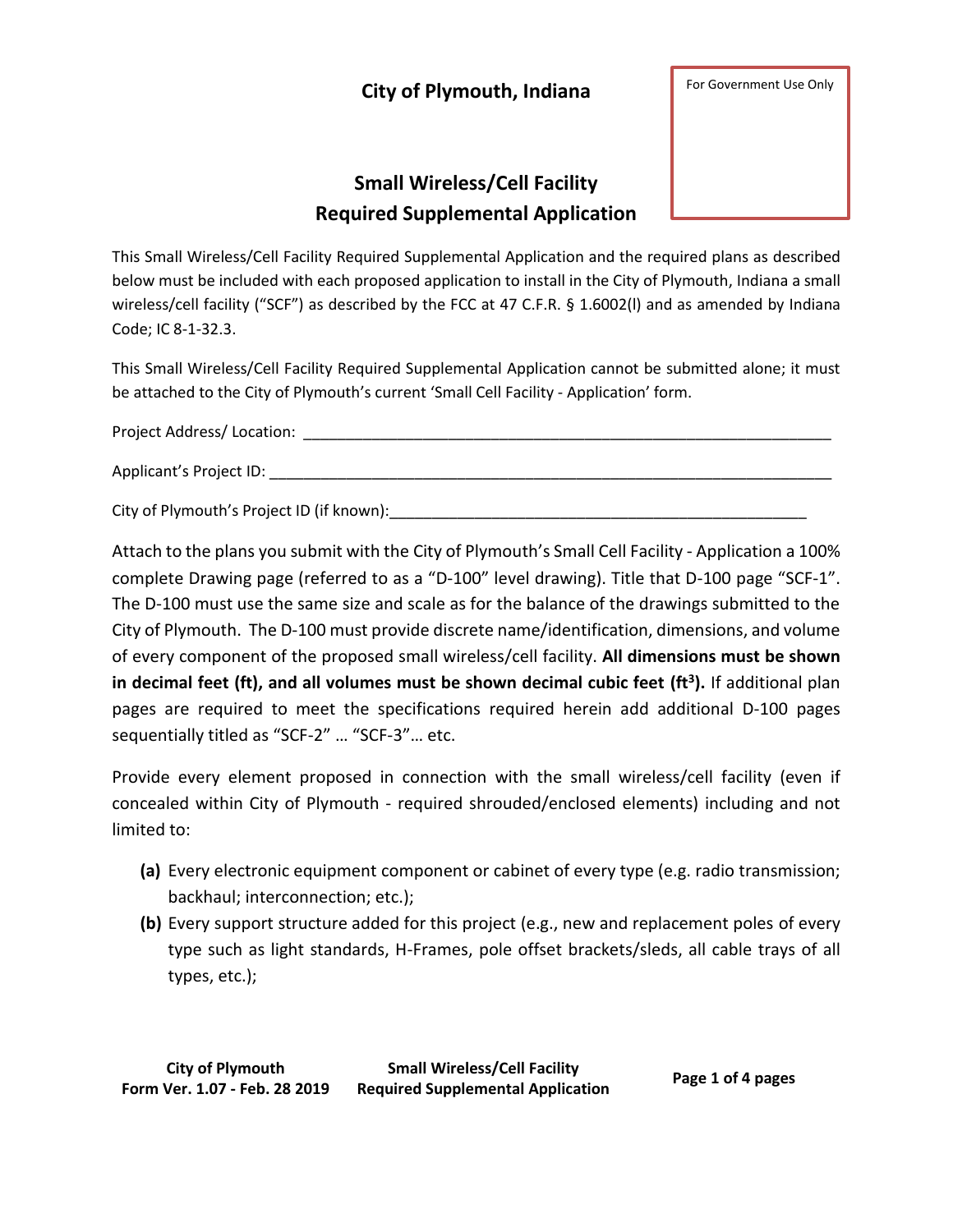# City of Plymouth, Indiana

For Government Use Only

## Small Wireless/Cell Facility Required Supplemental Application

This Small Wireless/Cell Facility Required Supplemental Application and the required plans as described below must be included with each proposed application to install in the City of Plymouth, Indiana a small wireless/cell facility ("SCF") as described by the FCC at 47 C.F.R. § 1.6002(l) and as amended by Indiana Code; IC 8-1-32.3.

This Small Wireless/Cell Facility Required Supplemental Application cannot be submitted alone; it must be attached to the City of Plymouth's current 'Small Cell Facility - Application' form.

Project Address/ Location: ________________________________________________________________

Applicant's Project ID: ___________________________________________________________________

City of Plymouth's Project ID (if known):__________________________________________________

Attach to the plans you submit with the City of Plymouth's Small Cell Facility - Application a 100% complete Drawing page (referred to as a "D-100" level drawing). Title that D-100 page "SCF-1". The D-100 must use the same size and scale as for the balance of the drawings submitted to the City of Plymouth. The D-100 must provide discrete name/identification, dimensions, and volume of every component of the proposed small wireless/cell facility. **All dimensions must be shown in decimal feet (ft), and all volumes must be shown decimal cubic feet ($ft^3$).** If additional plan pages are required to meet the specifications required herein add additional D-100 pages sequentially titled as "SCF-2" … "SCF-3"… etc.

Provide every element proposed in connection with the small wireless/cell facility (even if concealed within City of Plymouth - required shrouded/enclosed elements) including and not limited to:

- **(a)** Every electronic equipment component or cabinet of every type (e.g. radio transmission; backhaul; interconnection; etc.);
- **(b)** Every support structure added for this project (e.g., new and replacement poles of every type such as light standards, H-Frames, pole offset brackets/sleds, all cable trays of all types, etc.);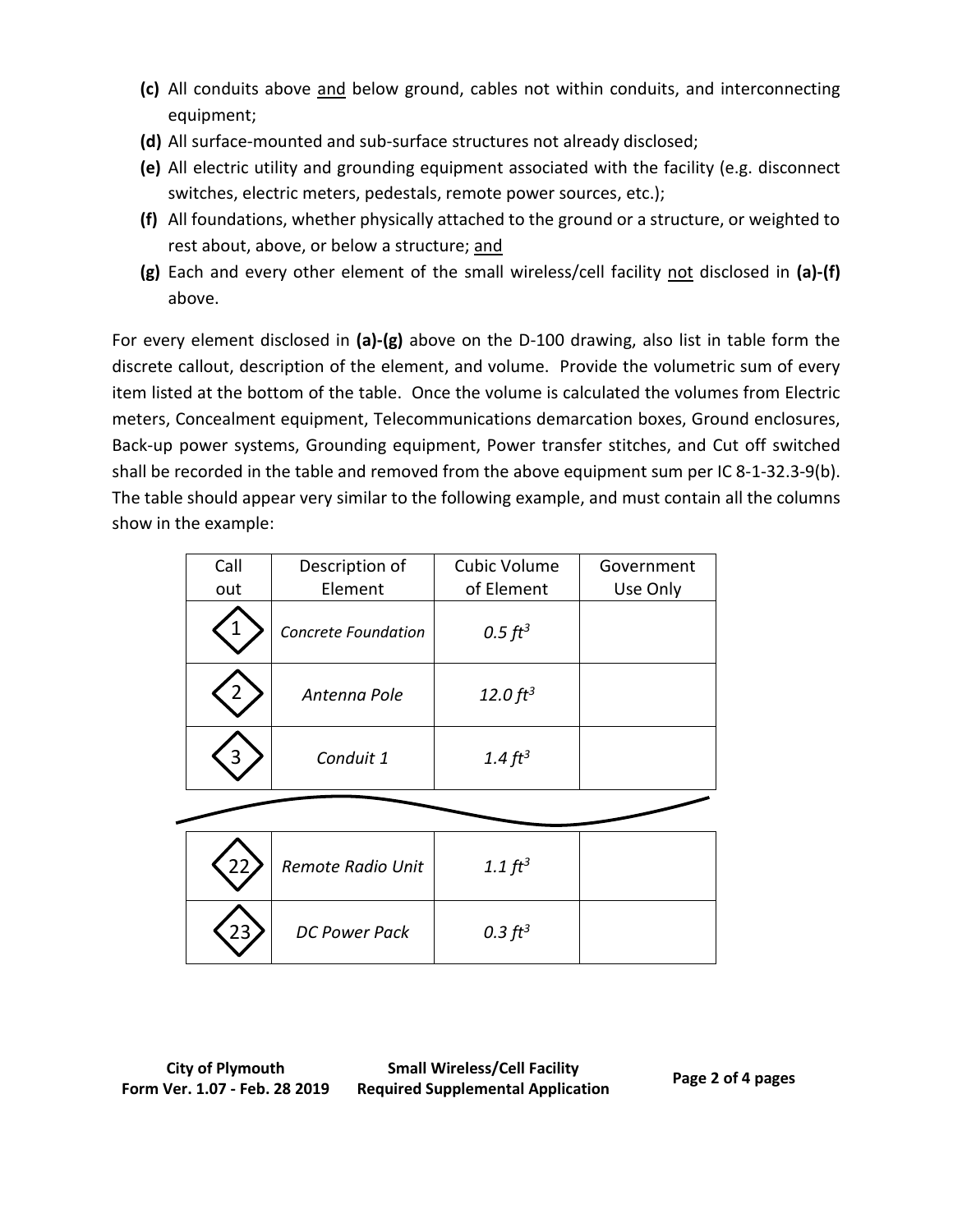- **(c)** All conduits above and below ground, cables not within conduits, and interconnecting equipment;
- **(d)** All surface-mounted and sub-surface structures not already disclosed;
- **(e)** All electric utility and grounding equipment associated with the facility (e.g. disconnect switches, electric meters, pedestals, remote power sources, etc.);
- **(f)** All foundations, whether physically attached to the ground or a structure, or weighted to rest about, above, or below a structure; and
- **(g)** Each and every other element of the small wireless/cell facility not disclosed in **(a)-(f)** above.

For every element disclosed in **(a)-(g)** above on the D-100 drawing, also list in table form the discrete callout, description of the element, and volume. Provide the volumetric sum of every item listed at the bottom of the table. Once the volume is calculated the volumes from Electric meters, Concealment equipment, Telecommunications demarcation boxes, Ground enclosures, Back-up power systems, Grounding equipment, Power transfer stitches, and Cut off switched shall be recorded in the table and removed from the above equipment sum per IC 8-1-32.3-9(b). The table should appear very similar to the following example, and must contain all the columns show in the example:

| Call out | Description of Element | Cubic Volume of Element | Government Use Only |
|---|---|---|---|
| 1 | *Concrete Foundation* | *0.5 $ft^3$* | |
| 2 | *Antenna Pole* | *12.0 $ft^3$* | |
| 3 | *Conduit 1* | *1.4 $ft^3$* | |
| 22 | *Remote Radio Unit* | *1.1 $ft^3$* | |
| 23 | *DC Power Pack* | *0.3 $ft^3$* | |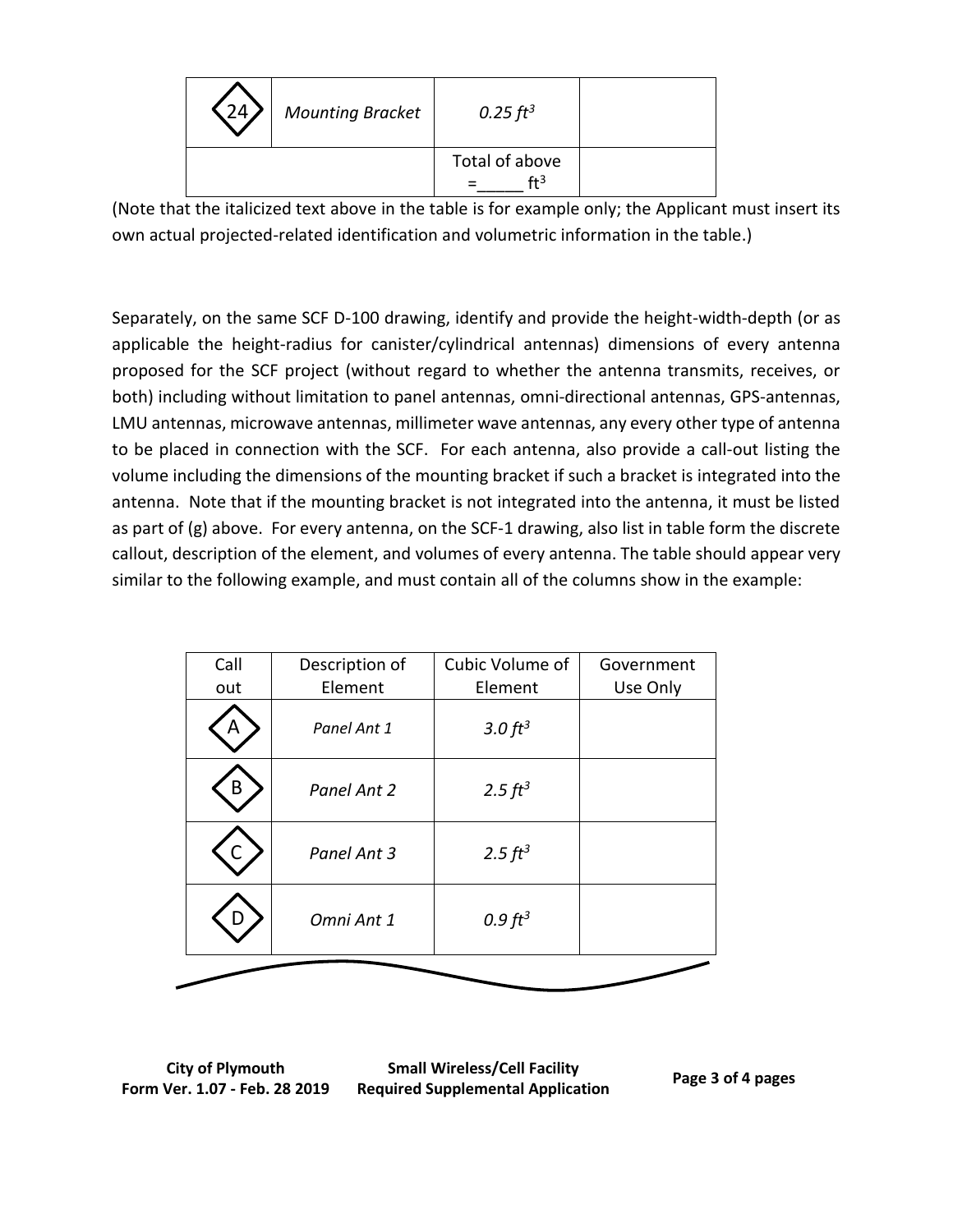| | | | |
|---|---|---|---|
| 24 | *Mounting Bracket* | *0.25 ft³* | |
| | | Total of above =_____ ft³ | |

(Note that the italicized text above in the table is for example only; the Applicant must insert its own actual projected-related identification and volumetric information in the table.)

Separately, on the same SCF D-100 drawing, identify and provide the height-width-depth (or as applicable the height-radius for canister/cylindrical antennas) dimensions of every antenna proposed for the SCF project (without regard to whether the antenna transmits, receives, or both) including without limitation to panel antennas, omni-directional antennas, GPS-antennas, LMU antennas, microwave antennas, millimeter wave antennas, any every other type of antenna to be placed in connection with the SCF. For each antenna, also provide a call-out listing the volume including the dimensions of the mounting bracket if such a bracket is integrated into the antenna. Note that if the mounting bracket is not integrated into the antenna, it must be listed as part of (g) above. For every antenna, on the SCF-1 drawing, also list in table form the discrete callout, description of the element, and volumes of every antenna. The table should appear very similar to the following example, and must contain all of the columns show in the example:

| Call out | Description of Element | Cubic Volume of Element | Government Use Only |
|---|---|---|---|
| A | *Panel Ant 1* | *3.0 ft³* | |
| B | *Panel Ant 2* | *2.5 ft³* | |
| C | *Panel Ant 3* | *2.5 ft³* | |
| D | *Omni Ant 1* | *0.9 ft³* | |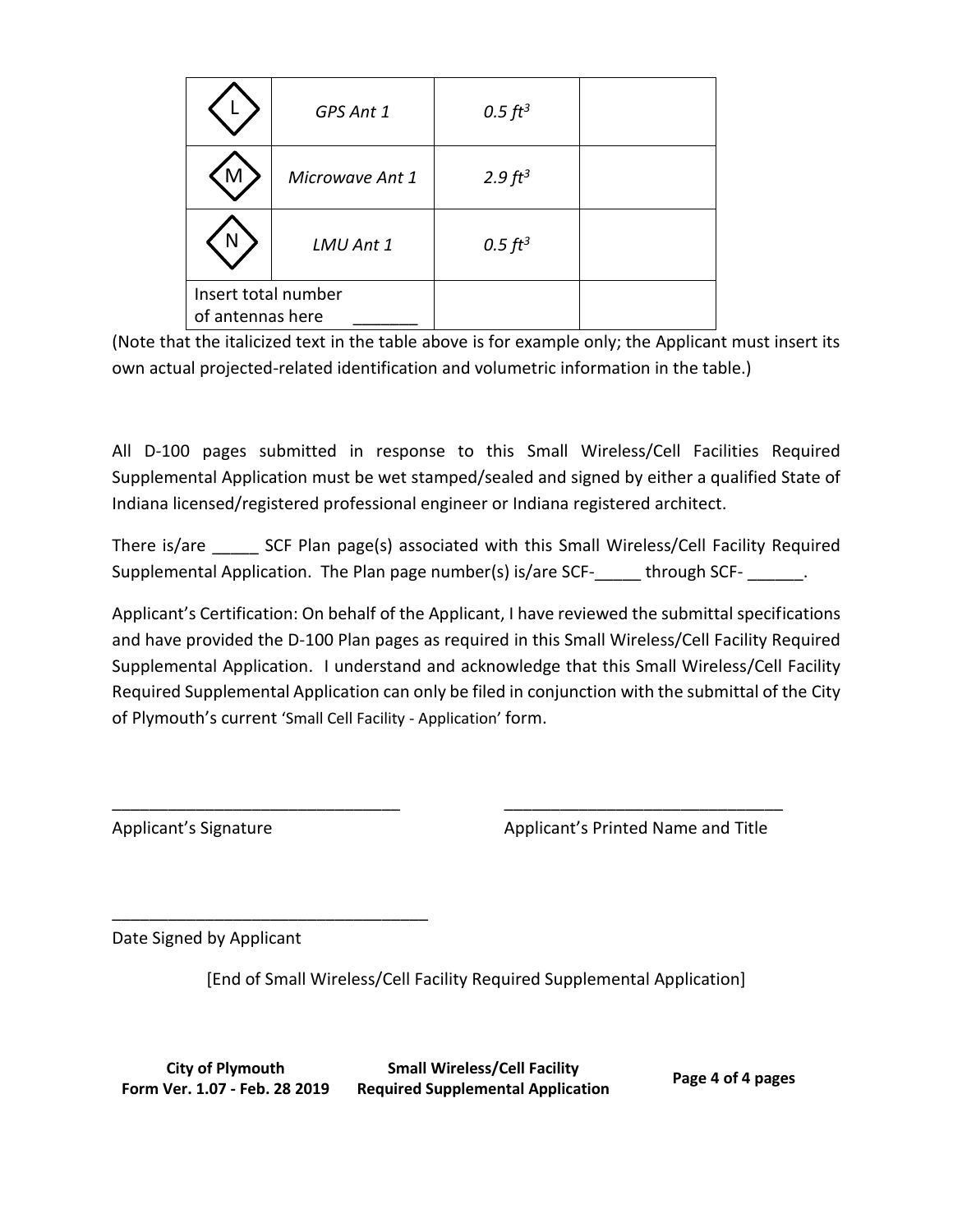| | | | |
|---|---|---|---|
| L | *GPS Ant 1* | *0.5 $ft^3$* | |
| M | *Microwave Ant 1* | *2.9 $ft^3$* | |
| N | *LMU Ant 1* | *0.5 $ft^3$* | |
| Insert total number of antennas here _______ | | | |

(Note that the italicized text in the table above is for example only; the Applicant must insert its own actual projected-related identification and volumetric information in the table.)

All D-100 pages submitted in response to this Small Wireless/Cell Facilities Required Supplemental Application must be wet stamped/sealed and signed by either a qualified State of Indiana licensed/registered professional engineer or Indiana registered architect.

There is/are _____ SCF Plan page(s) associated with this Small Wireless/Cell Facility Required Supplemental Application. The Plan page number(s) is/are SCF-_____ through SCF- ______.

Applicant's Certification: On behalf of the Applicant, I have reviewed the submittal specifications and have provided the D-100 Plan pages as required in this Small Wireless/Cell Facility Required Supplemental Application. I understand and acknowledge that this Small Wireless/Cell Facility Required Supplemental Application can only be filed in conjunction with the submittal of the City of Plymouth's current 'Small Cell Facility - Application' form.

_______________________________ _______________________________

Applicant's Signature Applicant's Printed Name and Title

__________________________________

Date Signed by Applicant

[End of Small Wireless/Cell Facility Required Supplemental Application]

**City of Plymouth**
**Form Ver. 1.07 - Feb. 28 2019**

**Small Wireless/Cell Facility**
**Required Supplemental Application**